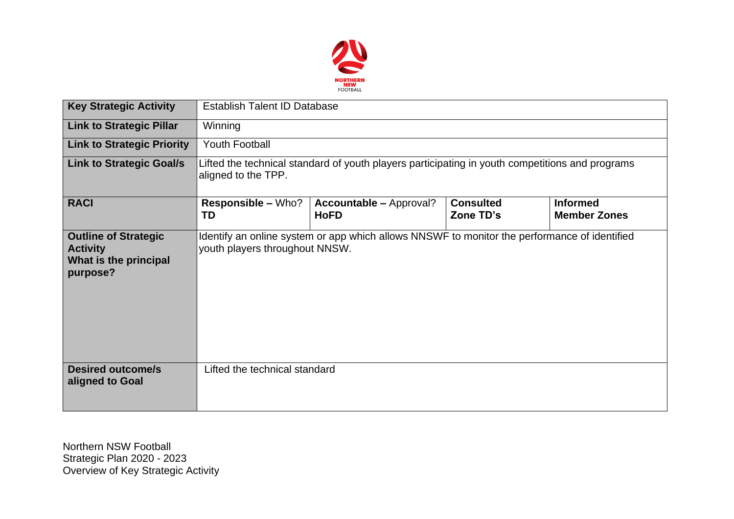| Key Strategic Activity | Establish Talent ID Database | | | |
|---|---|---|---|---|
| **Link to Strategic Pillar** | Winning | | | |
| **Link to Strategic Priority** | Youth Football | | | |
| **Link to Strategic Goal/s** | Lifted the technical standard of youth players participating in youth competitions and programs aligned to the TPP. | | | |
| **RACI** | **Responsible –** Who? **TD** | **Accountable –** Approval? **HoFD** | **Consulted Zone TD's** | **Informed Member Zones** |
| **Outline of Strategic Activity What is the principal purpose?** | Identify an online system or app which allows NNSWF to monitor the performance of identified youth players throughout NNSW. | | | |
| **Desired outcome/s aligned to Goal** | Lifted the technical standard | | | |

Northern NSW Football
Strategic Plan 2020 - 2023
Overview of Key Strategic Activity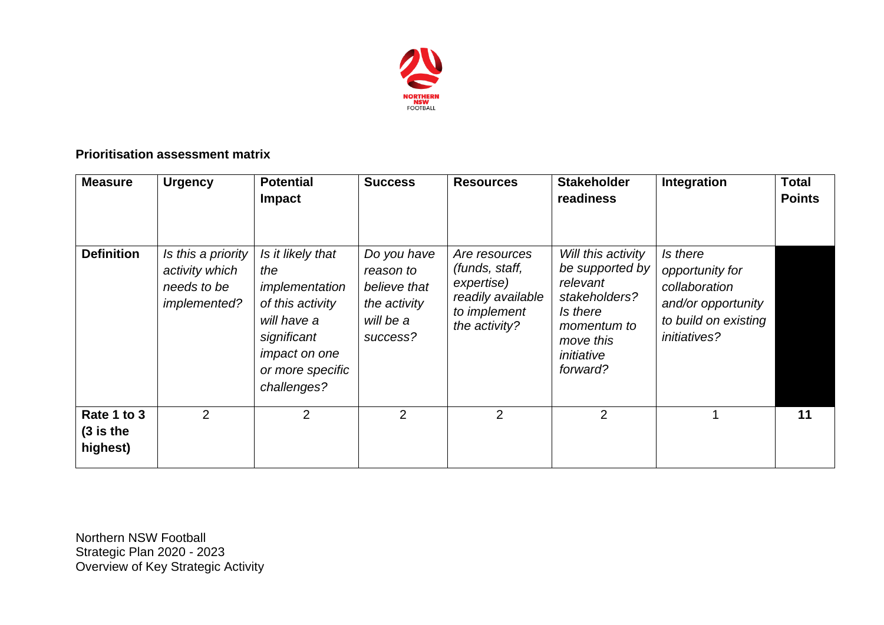**Prioritisation assessment matrix**

| Measure | Urgency | Potential Impact | Success | Resources | Stakeholder readiness | Integration | Total Points |
|---|---|---|---|---|---|---|---|
| **Definition** | *Is this a priority activity which needs to be implemented?* | *Is it likely that the implementation of this activity will have a significant impact on one or more specific challenges?* | *Do you have reason to believe that the activity will be a success?* | *Are resources (funds, staff, expertise) readily available to implement the activity?* | *Will this activity be supported by relevant stakeholders? Is there momentum to move this initiative forward?* | *Is there opportunity for collaboration and/or opportunity to build on existing initiatives?* | |
| **Rate 1 to 3 (3 is the highest)** | 2 | 2 | 2 | 2 | 2 | 1 | **11** |

Northern NSW Football
Strategic Plan 2020 - 2023
Overview of Key Strategic Activity